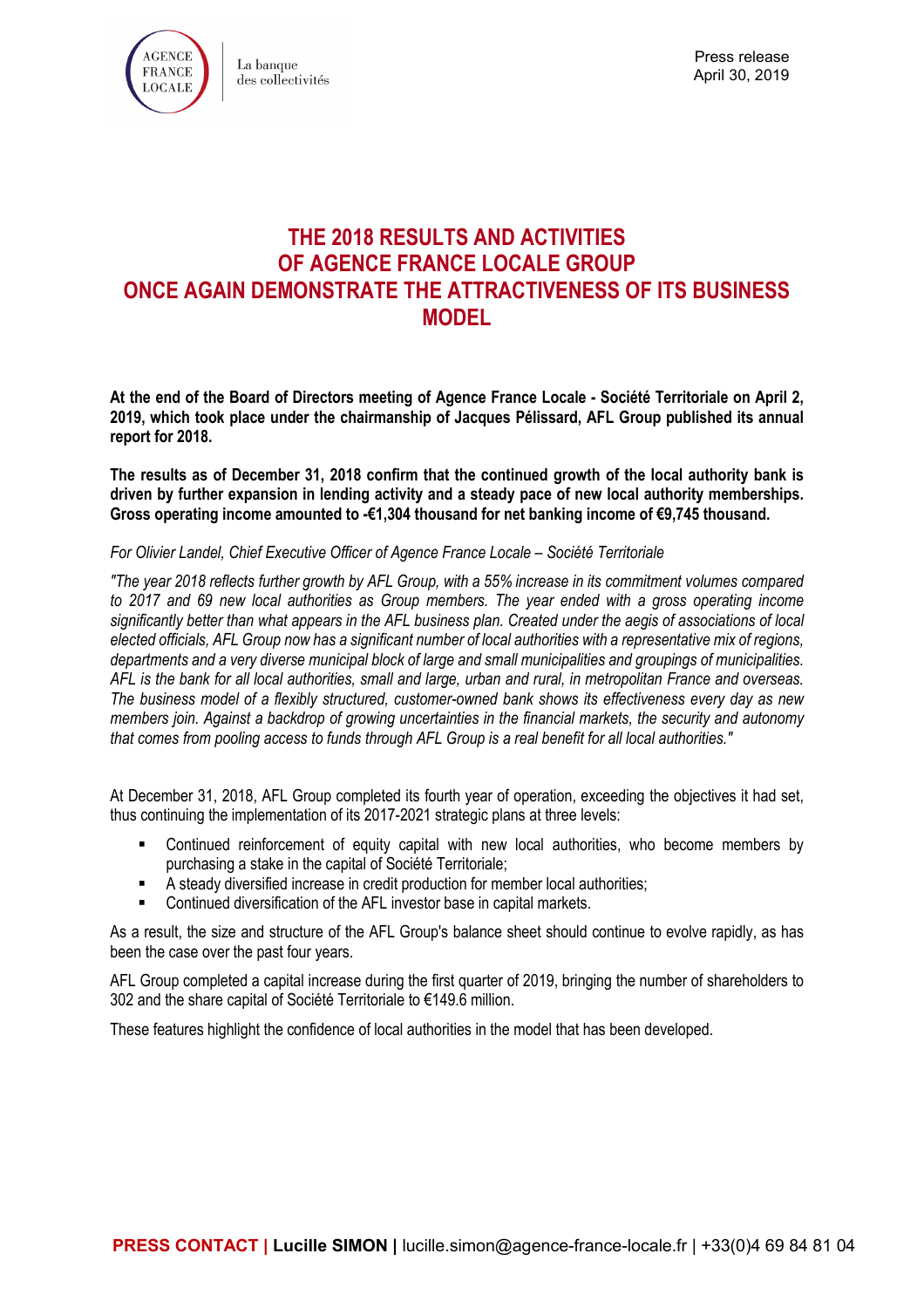Press release
April 30, 2019

# THE 2018 RESULTS AND ACTIVITIES OF AGENCE FRANCE LOCALE GROUP ONCE AGAIN DEMONSTRATE THE ATTRACTIVENESS OF ITS BUSINESS MODEL

**At the end of the Board of Directors meeting of Agence France Locale - Société Territoriale on April 2, 2019, which took place under the chairmanship of Jacques Pélissard, AFL Group published its annual report for 2018.**

**The results as of December 31, 2018 confirm that the continued growth of the local authority bank is driven by further expansion in lending activity and a steady pace of new local authority memberships. Gross operating income amounted to -€1,304 thousand for net banking income of €9,745 thousand.**

*For Olivier Landel, Chief Executive Officer of Agence France Locale – Société Territoriale*

*"The year 2018 reflects further growth by AFL Group, with a 55% increase in its commitment volumes compared to 2017 and 69 new local authorities as Group members. The year ended with a gross operating income significantly better than what appears in the AFL business plan. Created under the aegis of associations of local elected officials, AFL Group now has a significant number of local authorities with a representative mix of regions, departments and a very diverse municipal block of large and small municipalities and groupings of municipalities. AFL is the bank for all local authorities, small and large, urban and rural, in metropolitan France and overseas. The business model of a flexibly structured, customer-owned bank shows its effectiveness every day as new members join. Against a backdrop of growing uncertainties in the financial markets, the security and autonomy that comes from pooling access to funds through AFL Group is a real benefit for all local authorities."*

At December 31, 2018, AFL Group completed its fourth year of operation, exceeding the objectives it had set, thus continuing the implementation of its 2017-2021 strategic plans at three levels:

- Continued reinforcement of equity capital with new local authorities, who become members by purchasing a stake in the capital of Société Territoriale;
- A steady diversified increase in credit production for member local authorities;
- Continued diversification of the AFL investor base in capital markets.

As a result, the size and structure of the AFL Group's balance sheet should continue to evolve rapidly, as has been the case over the past four years.

AFL Group completed a capital increase during the first quarter of 2019, bringing the number of shareholders to 302 and the share capital of Société Territoriale to €149.6 million.

These features highlight the confidence of local authorities in the model that has been developed.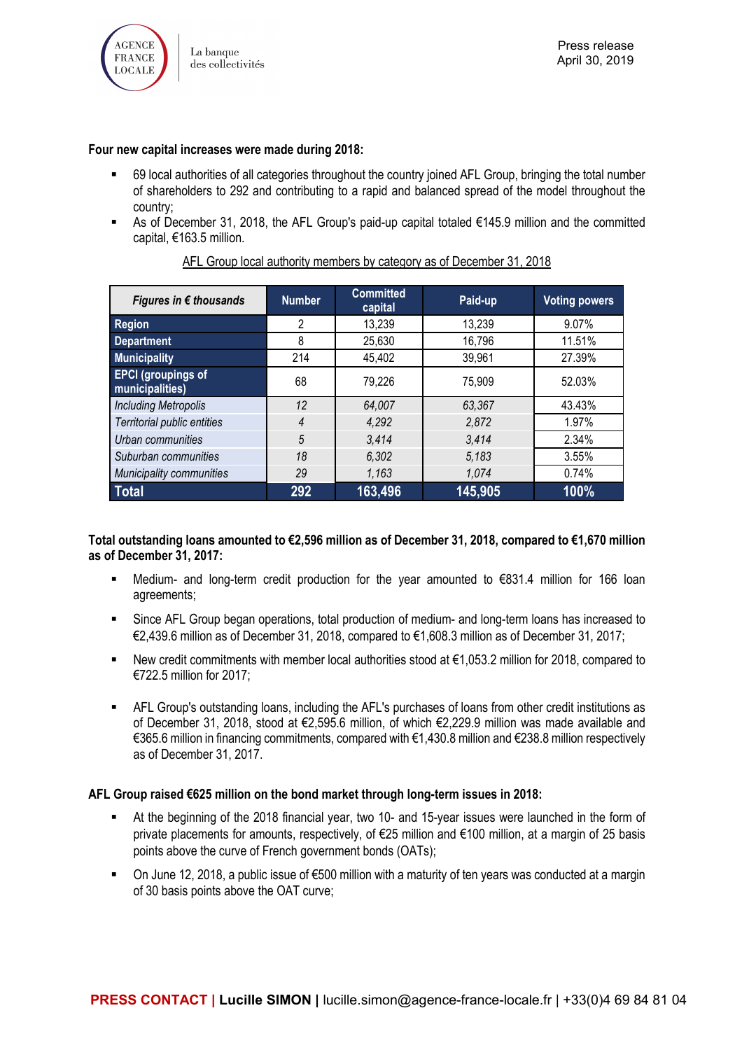**Four new capital increases were made during 2018:**

- 69 local authorities of all categories throughout the country joined AFL Group, bringing the total number of shareholders to 292 and contributing to a rapid and balanced spread of the model throughout the country;
- As of December 31, 2018, the AFL Group's paid-up capital totaled €145.9 million and the committed capital, €163.5 million.

AFL Group local authority members by category as of December 31, 2018

| *Figures in € thousands* | Number | Committed capital | Paid-up | Voting powers |
|---|---|---|---|---|
| **Region** | 2 | 13,239 | 13,239 | 9.07% |
| **Department** | 8 | 25,630 | 16,796 | 11.51% |
| **Municipality** | 214 | 45,402 | 39,961 | 27.39% |
| **EPCI (groupings of municipalities)** | 68 | 79,226 | 75,909 | 52.03% |
| *Including Metropolis* | *12* | *64,007* | *63,367* | 43.43% |
| *Territorial public entities* | *4* | *4,292* | *2,872* | 1.97% |
| *Urban communities* | *5* | *3,414* | *3,414* | 2.34% |
| *Suburban communities* | *18* | *6,302* | *5,183* | 3.55% |
| *Municipality communities* | *29* | *1,163* | *1,074* | 0.74% |
| **Total** | **292** | **163,496** | **145,905** | **100%** |

**Total outstanding loans amounted to €2,596 million as of December 31, 2018, compared to €1,670 million as of December 31, 2017:**

- Medium- and long-term credit production for the year amounted to €831.4 million for 166 loan agreements;
- Since AFL Group began operations, total production of medium- and long-term loans has increased to €2,439.6 million as of December 31, 2018, compared to €1,608.3 million as of December 31, 2017;
- New credit commitments with member local authorities stood at €1,053.2 million for 2018, compared to €722.5 million for 2017;
- AFL Group's outstanding loans, including the AFL's purchases of loans from other credit institutions as of December 31, 2018, stood at €2,595.6 million, of which €2,229.9 million was made available and €365.6 million in financing commitments, compared with €1,430.8 million and €238.8 million respectively as of December 31, 2017.

**AFL Group raised €625 million on the bond market through long-term issues in 2018:**

- At the beginning of the 2018 financial year, two 10- and 15-year issues were launched in the form of private placements for amounts, respectively, of €25 million and €100 million, at a margin of 25 basis points above the curve of French government bonds (OATs);
- On June 12, 2018, a public issue of €500 million with a maturity of ten years was conducted at a margin of 30 basis points above the OAT curve;

**PRESS CONTACT | Lucille SIMON |** lucille.simon@agence-france-locale.fr | +33(0)4 69 84 81 04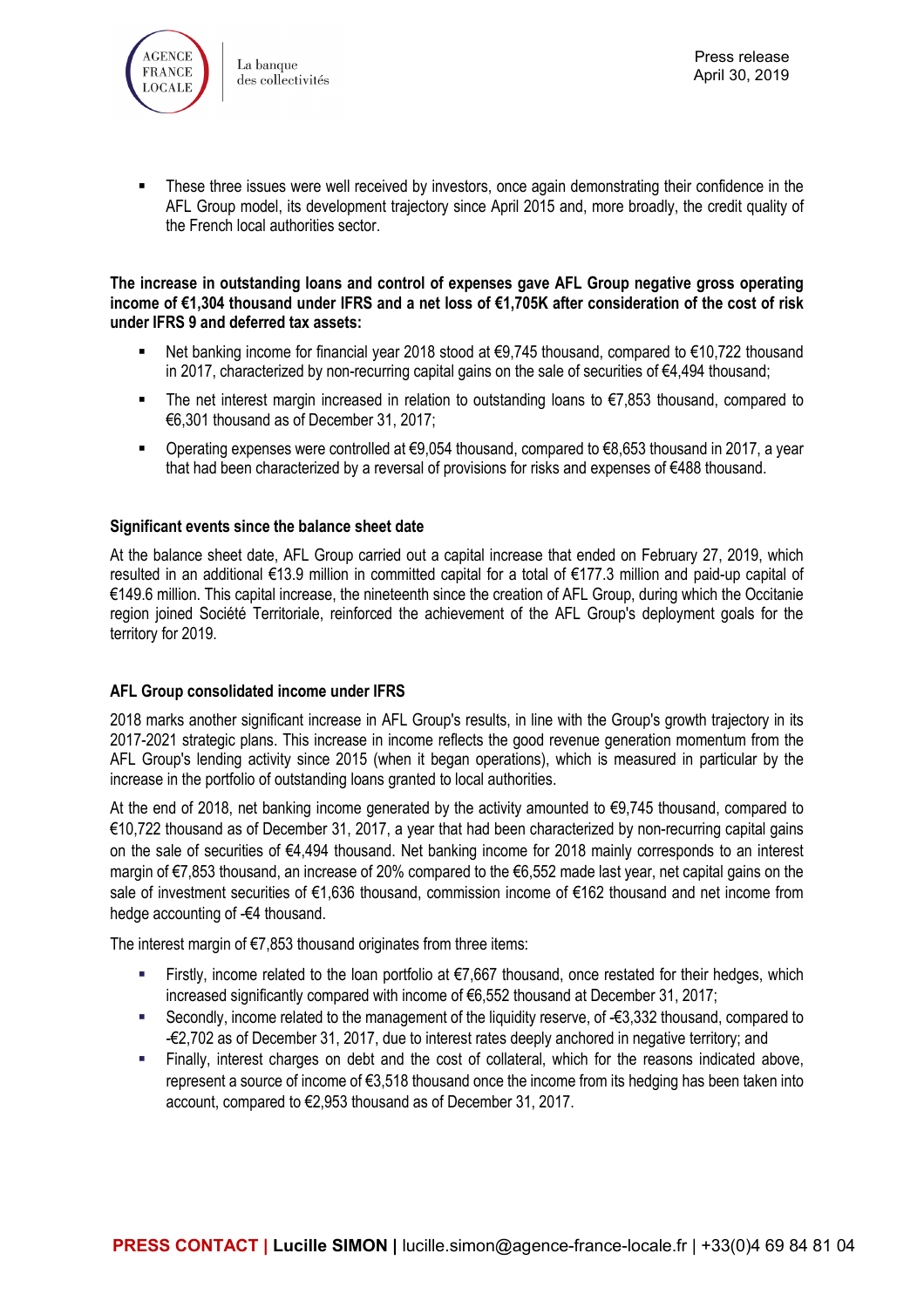- These three issues were well received by investors, once again demonstrating their confidence in the AFL Group model, its development trajectory since April 2015 and, more broadly, the credit quality of the French local authorities sector.

**The increase in outstanding loans and control of expenses gave AFL Group negative gross operating income of €1,304 thousand under IFRS and a net loss of €1,705K after consideration of the cost of risk under IFRS 9 and deferred tax assets:**

- Net banking income for financial year 2018 stood at €9,745 thousand, compared to €10,722 thousand in 2017, characterized by non-recurring capital gains on the sale of securities of €4,494 thousand;
- The net interest margin increased in relation to outstanding loans to €7,853 thousand, compared to €6,301 thousand as of December 31, 2017;
- Operating expenses were controlled at €9,054 thousand, compared to €8,653 thousand in 2017, a year that had been characterized by a reversal of provisions for risks and expenses of €488 thousand.

**Significant events since the balance sheet date**

At the balance sheet date, AFL Group carried out a capital increase that ended on February 27, 2019, which resulted in an additional €13.9 million in committed capital for a total of €177.3 million and paid-up capital of €149.6 million. This capital increase, the nineteenth since the creation of AFL Group, during which the Occitanie region joined Société Territoriale, reinforced the achievement of the AFL Group's deployment goals for the territory for 2019.

**AFL Group consolidated income under IFRS**

2018 marks another significant increase in AFL Group's results, in line with the Group's growth trajectory in its 2017-2021 strategic plans. This increase in income reflects the good revenue generation momentum from the AFL Group's lending activity since 2015 (when it began operations), which is measured in particular by the increase in the portfolio of outstanding loans granted to local authorities.

At the end of 2018, net banking income generated by the activity amounted to €9,745 thousand, compared to €10,722 thousand as of December 31, 2017, a year that had been characterized by non-recurring capital gains on the sale of securities of €4,494 thousand. Net banking income for 2018 mainly corresponds to an interest margin of €7,853 thousand, an increase of 20% compared to the €6,552 made last year, net capital gains on the sale of investment securities of €1,636 thousand, commission income of €162 thousand and net income from hedge accounting of -€4 thousand.

The interest margin of €7,853 thousand originates from three items:

- Firstly, income related to the loan portfolio at €7,667 thousand, once restated for their hedges, which increased significantly compared with income of €6,552 thousand at December 31, 2017;
- Secondly, income related to the management of the liquidity reserve, of -€3,332 thousand, compared to -€2,702 as of December 31, 2017, due to interest rates deeply anchored in negative territory; and
- Finally, interest charges on debt and the cost of collateral, which for the reasons indicated above, represent a source of income of €3,518 thousand once the income from its hedging has been taken into account, compared to €2,953 thousand as of December 31, 2017.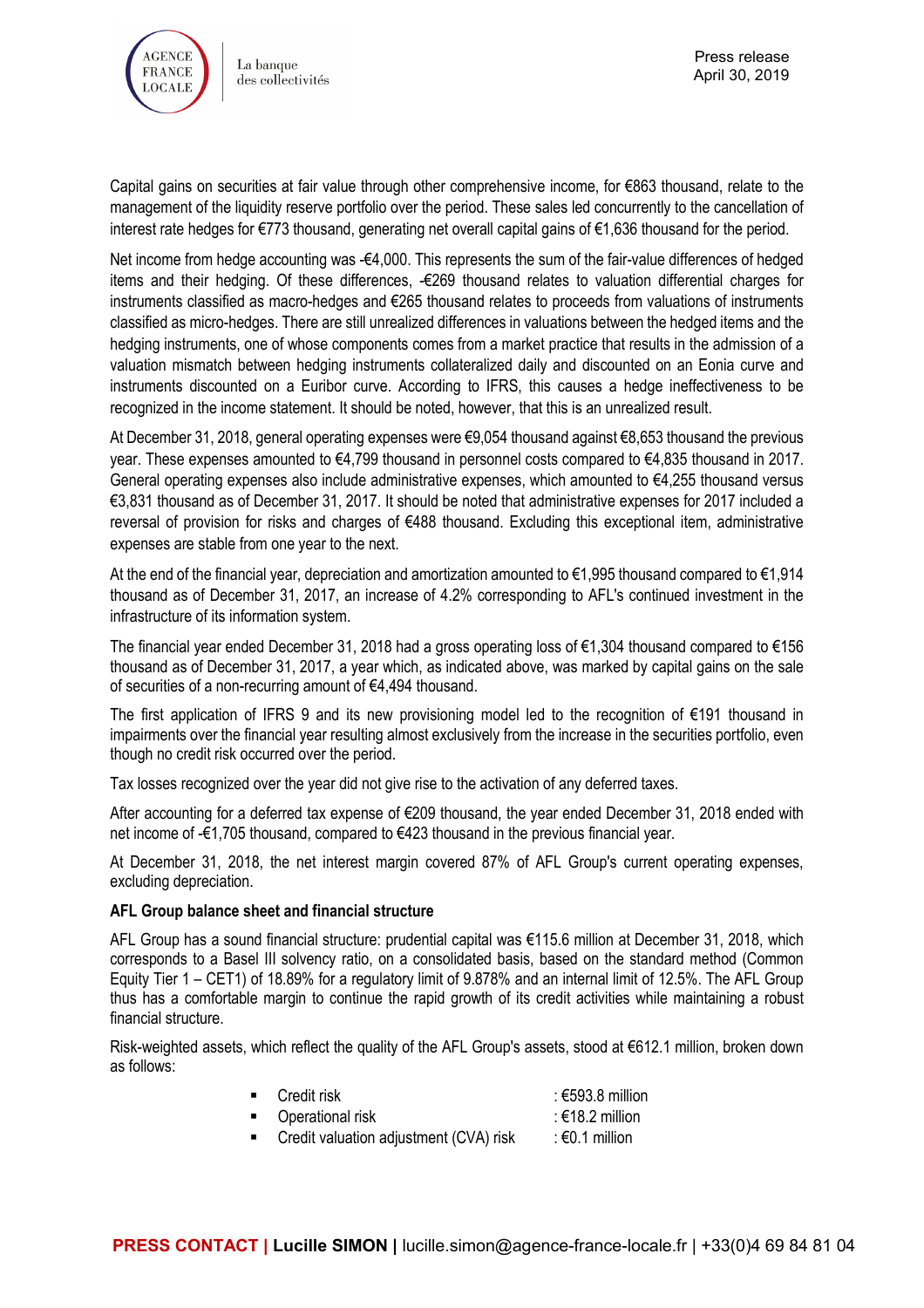Capital gains on securities at fair value through other comprehensive income, for €863 thousand, relate to the management of the liquidity reserve portfolio over the period. These sales led concurrently to the cancellation of interest rate hedges for €773 thousand, generating net overall capital gains of €1,636 thousand for the period.

Net income from hedge accounting was -€4,000. This represents the sum of the fair-value differences of hedged items and their hedging. Of these differences, -€269 thousand relates to valuation differential charges for instruments classified as macro-hedges and €265 thousand relates to proceeds from valuations of instruments classified as micro-hedges. There are still unrealized differences in valuations between the hedged items and the hedging instruments, one of whose components comes from a market practice that results in the admission of a valuation mismatch between hedging instruments collateralized daily and discounted on an Eonia curve and instruments discounted on a Euribor curve. According to IFRS, this causes a hedge ineffectiveness to be recognized in the income statement. It should be noted, however, that this is an unrealized result.

At December 31, 2018, general operating expenses were €9,054 thousand against €8,653 thousand the previous year. These expenses amounted to €4,799 thousand in personnel costs compared to €4,835 thousand in 2017. General operating expenses also include administrative expenses, which amounted to €4,255 thousand versus €3,831 thousand as of December 31, 2017. It should be noted that administrative expenses for 2017 included a reversal of provision for risks and charges of €488 thousand. Excluding this exceptional item, administrative expenses are stable from one year to the next.

At the end of the financial year, depreciation and amortization amounted to €1,995 thousand compared to €1,914 thousand as of December 31, 2017, an increase of 4.2% corresponding to AFL's continued investment in the infrastructure of its information system.

The financial year ended December 31, 2018 had a gross operating loss of €1,304 thousand compared to €156 thousand as of December 31, 2017, a year which, as indicated above, was marked by capital gains on the sale of securities of a non-recurring amount of €4,494 thousand.

The first application of IFRS 9 and its new provisioning model led to the recognition of €191 thousand in impairments over the financial year resulting almost exclusively from the increase in the securities portfolio, even though no credit risk occurred over the period.

Tax losses recognized over the year did not give rise to the activation of any deferred taxes.

After accounting for a deferred tax expense of €209 thousand, the year ended December 31, 2018 ended with net income of -€1,705 thousand, compared to €423 thousand in the previous financial year.

At December 31, 2018, the net interest margin covered 87% of AFL Group's current operating expenses, excluding depreciation.

**AFL Group balance sheet and financial structure**

AFL Group has a sound financial structure: prudential capital was €115.6 million at December 31, 2018, which corresponds to a Basel III solvency ratio, on a consolidated basis, based on the standard method (Common Equity Tier 1 – CET1) of 18.89% for a regulatory limit of 9.878% and an internal limit of 12.5%. The AFL Group thus has a comfortable margin to continue the rapid growth of its credit activities while maintaining a robust financial structure.

Risk-weighted assets, which reflect the quality of the AFL Group's assets, stood at €612.1 million, broken down as follows:

- Credit risk : €593.8 million
- Operational risk : €18.2 million
- Credit valuation adjustment (CVA) risk : €0.1 million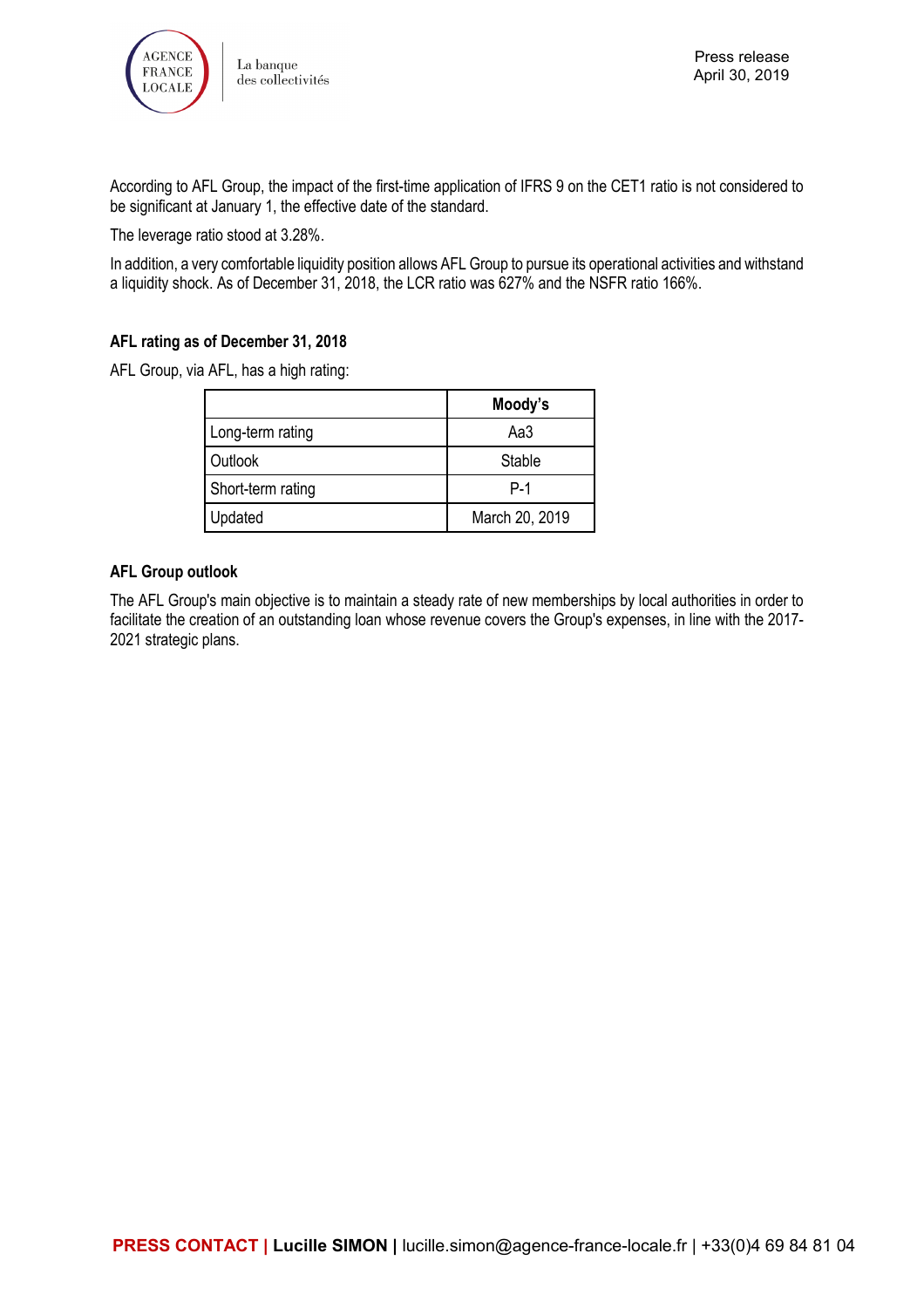According to AFL Group, the impact of the first-time application of IFRS 9 on the CET1 ratio is not considered to be significant at January 1, the effective date of the standard.

The leverage ratio stood at 3.28%.

In addition, a very comfortable liquidity position allows AFL Group to pursue its operational activities and withstand a liquidity shock. As of December 31, 2018, the LCR ratio was 627% and the NSFR ratio 166%.

**AFL rating as of December 31, 2018**

AFL Group, via AFL, has a high rating:

| | **Moody's** |
|---|---|
| Long-term rating | Aa3 |
| Outlook | Stable |
| Short-term rating | P-1 |
| Updated | March 20, 2019 |

**AFL Group outlook**

The AFL Group's main objective is to maintain a steady rate of new memberships by local authorities in order to facilitate the creation of an outstanding loan whose revenue covers the Group's expenses, in line with the 2017-2021 strategic plans.

**PRESS CONTACT | Lucille SIMON |** lucille.simon@agence-france-locale.fr | +33(0)4 69 84 81 04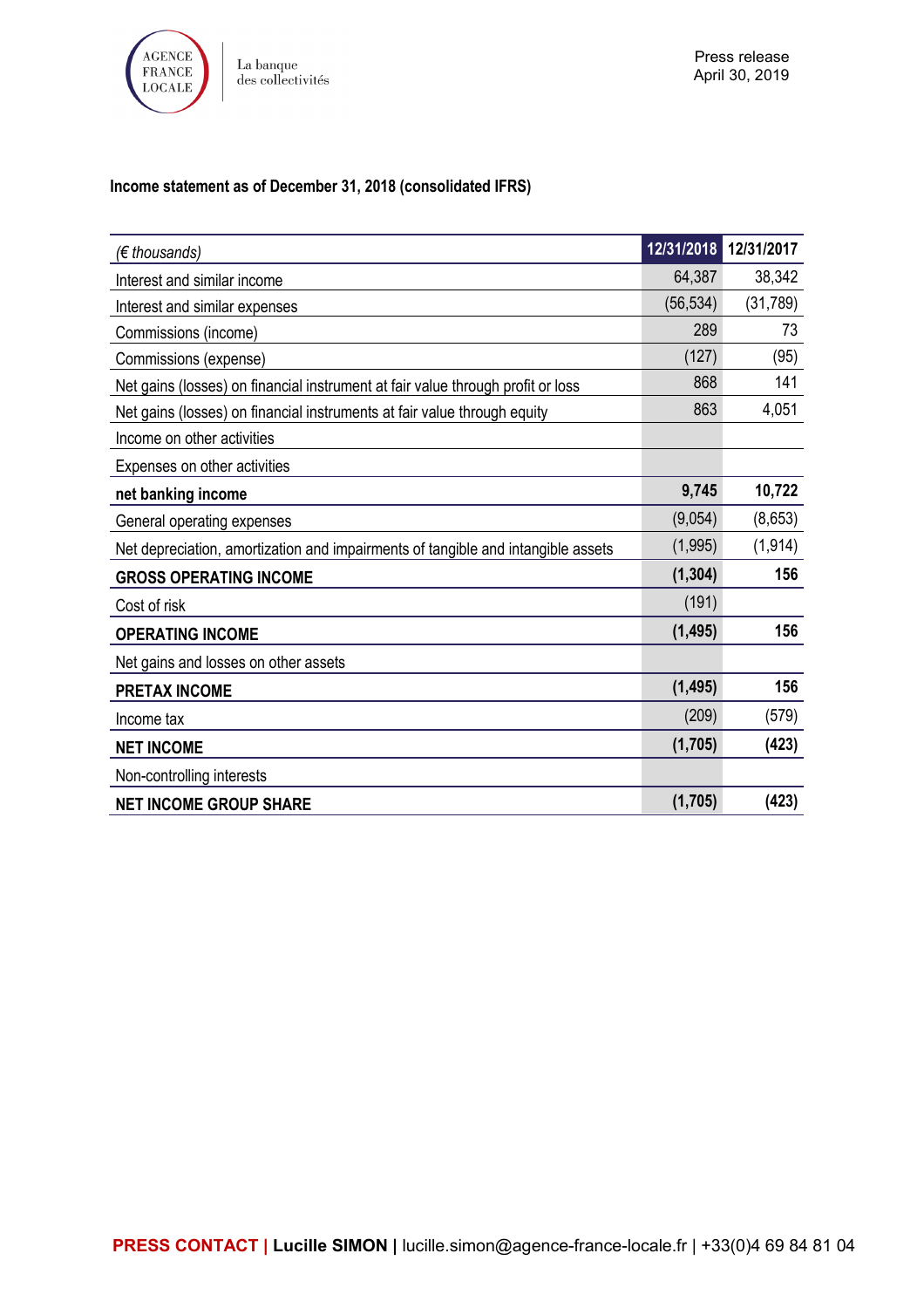**Income statement as of December 31, 2018 (consolidated IFRS)**

| *(€ thousands)* | 12/31/2018 | 12/31/2017 |
|---|---|---|
| Interest and similar income | 64,387 | 38,342 |
| Interest and similar expenses | (56,534) | (31,789) |
| Commissions (income) | 289 | 73 |
| Commissions (expense) | (127) | (95) |
| Net gains (losses) on financial instrument at fair value through profit or loss | 868 | 141 |
| Net gains (losses) on financial instruments at fair value through equity | 863 | 4,051 |
| Income on other activities | | |
| Expenses on other activities | | |
| **net banking income** | **9,745** | **10,722** |
| General operating expenses | (9,054) | (8,653) |
| Net depreciation, amortization and impairments of tangible and intangible assets | (1,995) | (1,914) |
| **GROSS OPERATING INCOME** | **(1,304)** | **156** |
| Cost of risk | (191) | |
| **OPERATING INCOME** | **(1,495)** | **156** |
| Net gains and losses on other assets | | |
| **PRETAX INCOME** | **(1,495)** | **156** |
| Income tax | (209) | (579) |
| **NET INCOME** | **(1,705)** | **(423)** |
| Non-controlling interests | | |
| **NET INCOME GROUP SHARE** | **(1,705)** | **(423)** |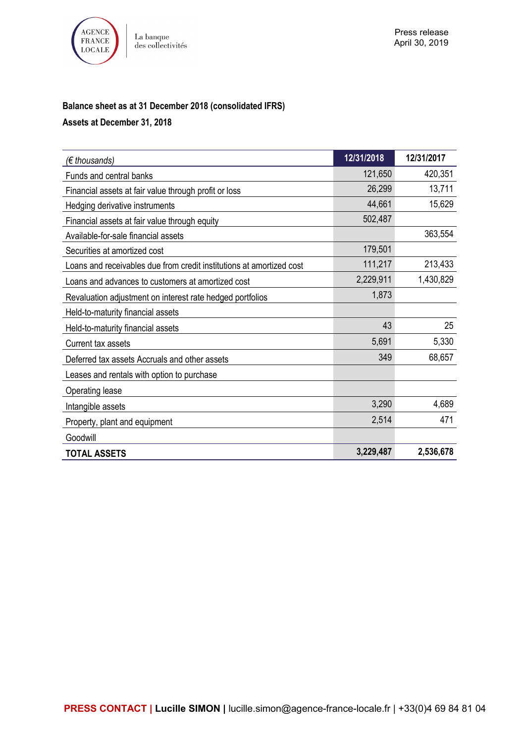**Balance sheet as at 31 December 2018 (consolidated IFRS)**

**Assets at December 31, 2018**

| *(€ thousands)* | 12/31/2018 | 12/31/2017 |
|---|---|---|
| Funds and central banks | 121,650 | 420,351 |
| Financial assets at fair value through profit or loss | 26,299 | 13,711 |
| Hedging derivative instruments | 44,661 | 15,629 |
| Financial assets at fair value through equity | 502,487 | |
| Available-for-sale financial assets | | 363,554 |
| Securities at amortized cost | 179,501 | |
| Loans and receivables due from credit institutions at amortized cost | 111,217 | 213,433 |
| Loans and advances to customers at amortized cost | 2,229,911 | 1,430,829 |
| Revaluation adjustment on interest rate hedged portfolios | 1,873 | |
| Held-to-maturity financial assets | | |
| Held-to-maturity financial assets | 43 | 25 |
| Current tax assets | 5,691 | 5,330 |
| Deferred tax assets Accruals and other assets | 349 | 68,657 |
| Leases and rentals with option to purchase | | |
| Operating lease | | |
| Intangible assets | 3,290 | 4,689 |
| Property, plant and equipment | 2,514 | 471 |
| Goodwill | | |
| **TOTAL ASSETS** | **3,229,487** | **2,536,678** |

**PRESS CONTACT | Lucille SIMON |** lucille.simon@agence-france-locale.fr | +33(0)4 69 84 81 04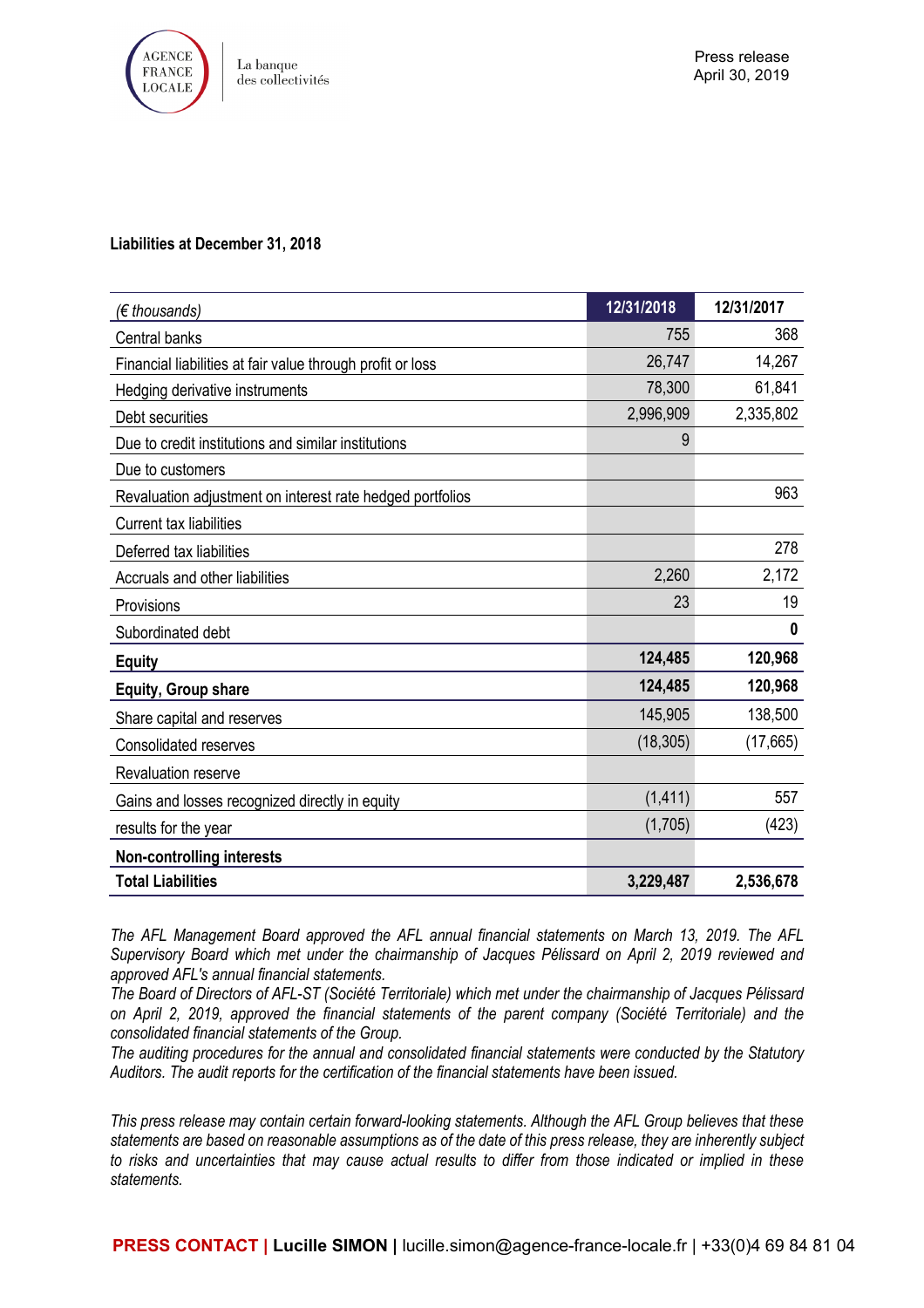**Liabilities at December 31, 2018**

| *(€ thousands)* | 12/31/2018 | 12/31/2017 |
|---|---|---|
| Central banks | 755 | 368 |
| Financial liabilities at fair value through profit or loss | 26,747 | 14,267 |
| Hedging derivative instruments | 78,300 | 61,841 |
| Debt securities | 2,996,909 | 2,335,802 |
| Due to credit institutions and similar institutions | 9 | |
| Due to customers | | |
| Revaluation adjustment on interest rate hedged portfolios | | 963 |
| Current tax liabilities | | |
| Deferred tax liabilities | | 278 |
| Accruals and other liabilities | 2,260 | 2,172 |
| Provisions | 23 | 19 |
| Subordinated debt | | **0** |
| **Equity** | **124,485** | **120,968** |
| **Equity, Group share** | **124,485** | **120,968** |
| Share capital and reserves | 145,905 | 138,500 |
| Consolidated reserves | (18,305) | (17,665) |
| Revaluation reserve | | |
| Gains and losses recognized directly in equity | (1,411) | 557 |
| results for the year | (1,705) | (423) |
| **Non-controlling interests** | | |
| **Total Liabilities** | **3,229,487** | **2,536,678** |

*The AFL Management Board approved the AFL annual financial statements on March 13, 2019. The AFL Supervisory Board which met under the chairmanship of Jacques Pélissard on April 2, 2019 reviewed and approved AFL's annual financial statements.*
*The Board of Directors of AFL-ST (Société Territoriale) which met under the chairmanship of Jacques Pélissard on April 2, 2019, approved the financial statements of the parent company (Société Territoriale) and the consolidated financial statements of the Group.*
*The auditing procedures for the annual and consolidated financial statements were conducted by the Statutory Auditors. The audit reports for the certification of the financial statements have been issued.*

*This press release may contain certain forward-looking statements. Although the AFL Group believes that these statements are based on reasonable assumptions as of the date of this press release, they are inherently subject to risks and uncertainties that may cause actual results to differ from those indicated or implied in these statements.*

**PRESS CONTACT | Lucille SIMON |** lucille.simon@agence-france-locale.fr | +33(0)4 69 84 81 04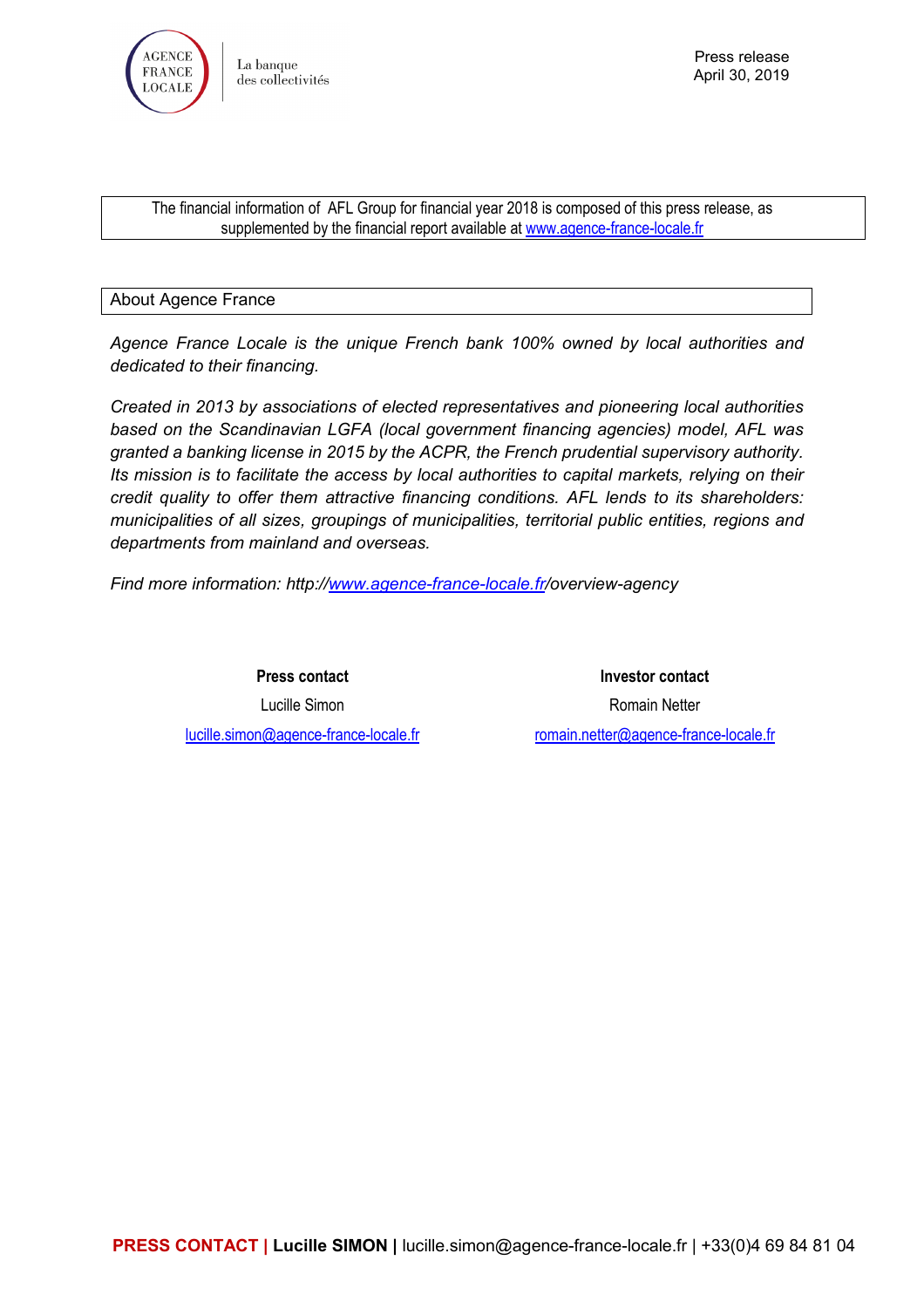The financial information of AFL Group for financial year 2018 is composed of this press release, as supplemented by the financial report available at www.agence-france-locale.fr

## About Agence France

*Agence France Locale is the unique French bank 100% owned by local authorities and dedicated to their financing.*

*Created in 2013 by associations of elected representatives and pioneering local authorities based on the Scandinavian LGFA (local government financing agencies) model, AFL was granted a banking license in 2015 by the ACPR, the French prudential supervisory authority. Its mission is to facilitate the access by local authorities to capital markets, relying on their credit quality to offer them attractive financing conditions. AFL lends to its shareholders: municipalities of all sizes, groupings of municipalities, territorial public entities, regions and departments from mainland and overseas.*

*Find more information: http://www.agence-france-locale.fr/overview-agency*

**Press contact**

Lucille Simon

lucille.simon@agence-france-locale.fr

**Investor contact**

Romain Netter

romain.netter@agence-france-locale.fr

**PRESS CONTACT | Lucille SIMON |** lucille.simon@agence-france-locale.fr | +33(0)4 69 84 81 04